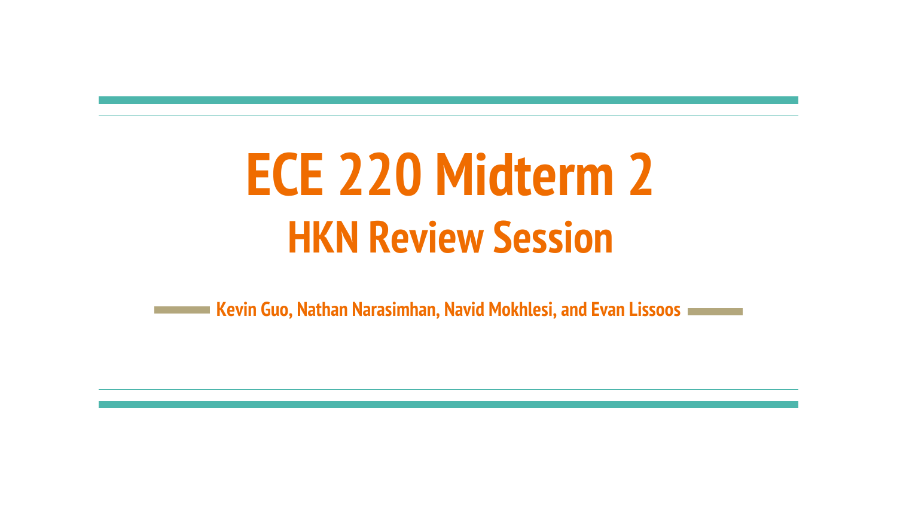# ECE 220 Midterm 2

## HKN Review Session

**Kevin Guo, Nathan Narasimhan, Navid Mokhlesi, and Evan Lissoos**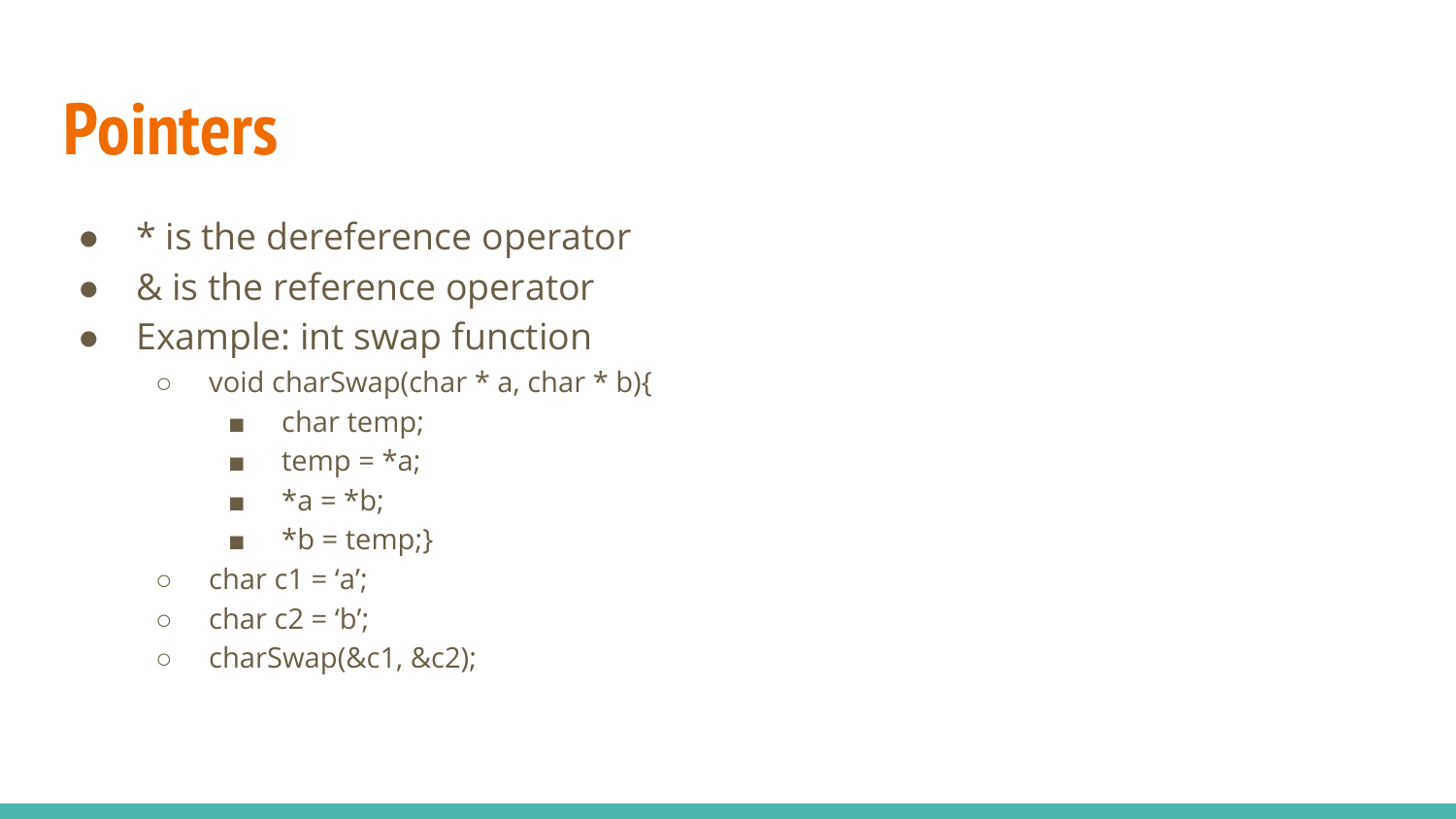# Pointers

- * is the dereference operator
- & is the reference operator
- Example: int swap function
  - void charSwap(char * a, char * b){
    - char temp;
    - temp = *a;
    - *a = *b;
    - *b = temp;}
  - char c1 = 'a';
  - char c2 = 'b';
  - charSwap(&c1, &c2);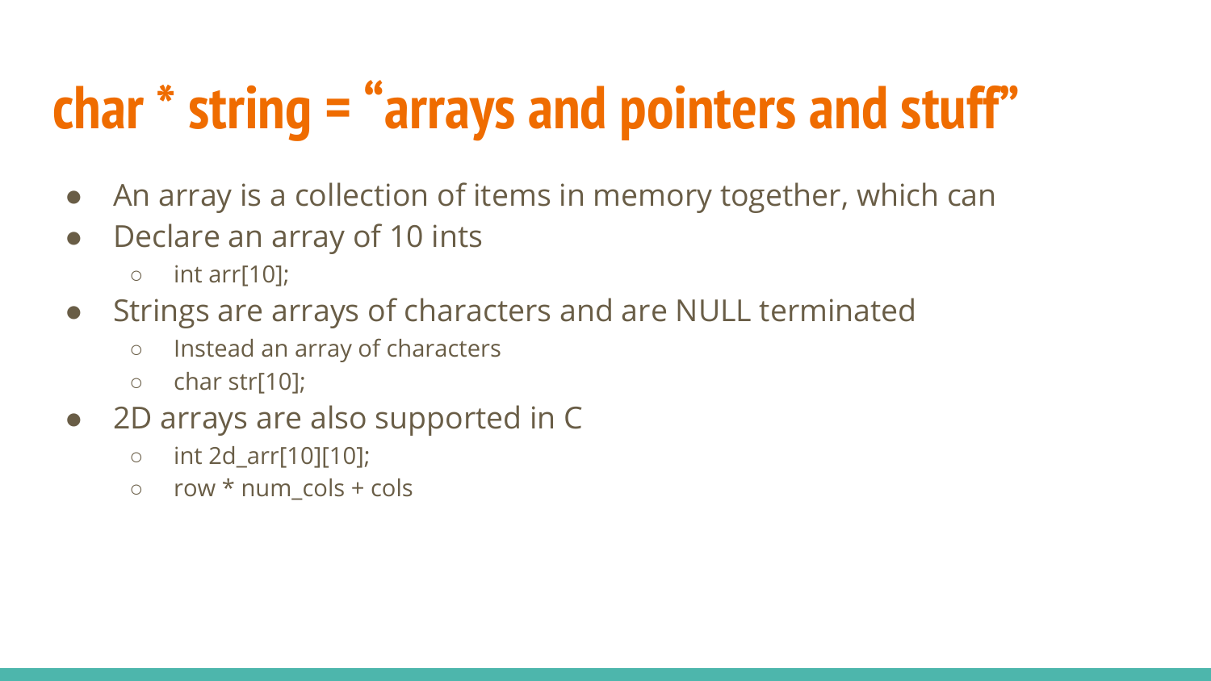# char * string = “arrays and pointers and stuff”

- An array is a collection of items in memory together, which can
- Declare an array of 10 ints
  - int arr[10];
- Strings are arrays of characters and are NULL terminated
  - Instead an array of characters
  - char str[10];
- 2D arrays are also supported in C
  - int 2d_arr[10][10];
  - row * num_cols + cols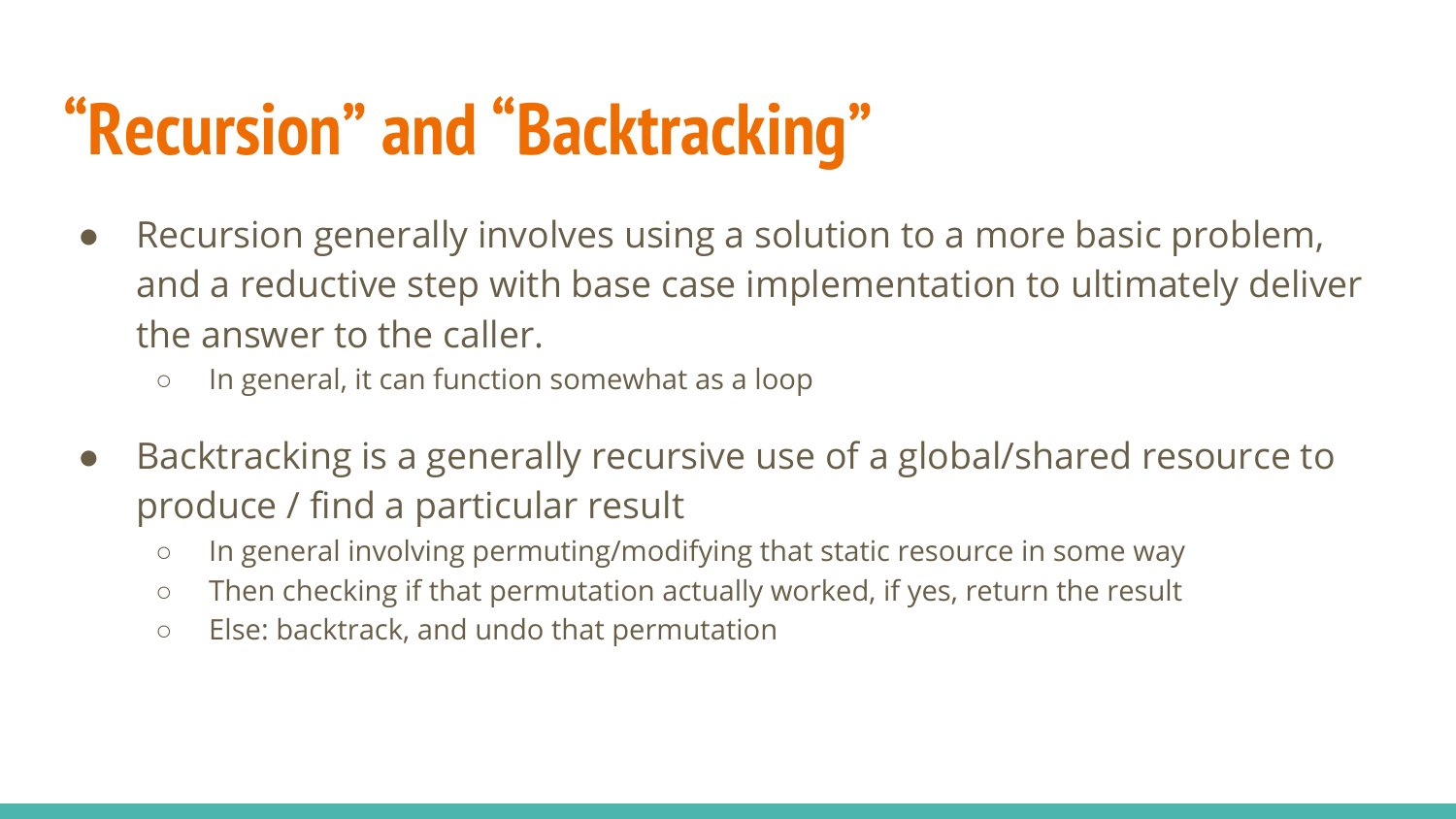# “Recursion” and “Backtracking”

- Recursion generally involves using a solution to a more basic problem, and a reductive step with base case implementation to ultimately deliver the answer to the caller.
  - In general, it can function somewhat as a loop
- Backtracking is a generally recursive use of a global/shared resource to produce / find a particular result
  - In general involving permuting/modifying that static resource in some way
  - Then checking if that permutation actually worked, if yes, return the result
  - Else: backtrack, and undo that permutation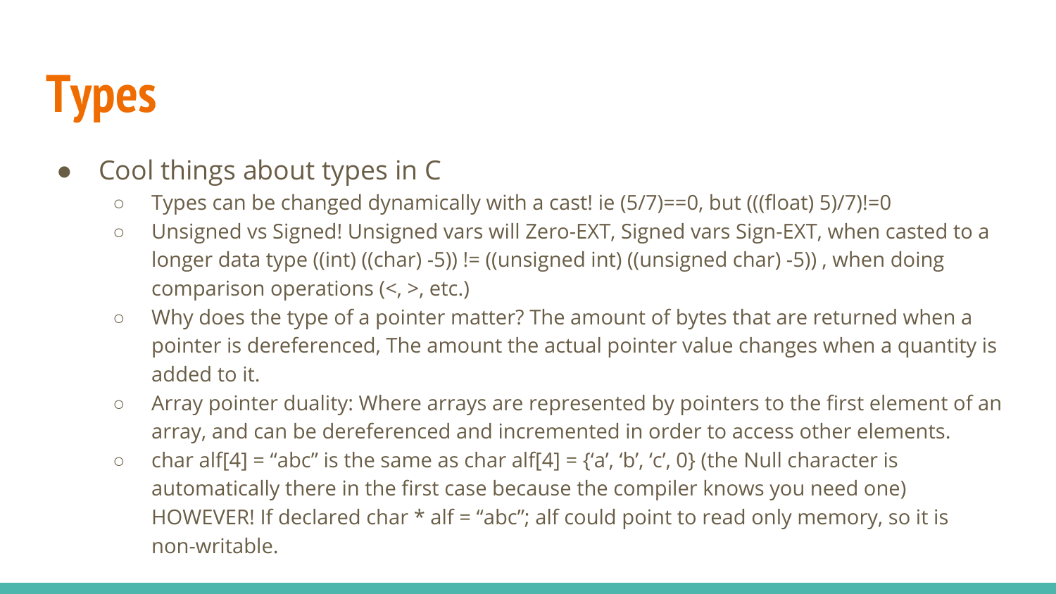# Types

- Cool things about types in C
  - Types can be changed dynamically with a cast! ie (5/7)==0, but (((float) 5)/7)!=0
  - Unsigned vs Signed! Unsigned vars will Zero-EXT, Signed vars Sign-EXT, when casted to a longer data type ((int) ((char) -5)) != ((unsigned int) ((unsigned char) -5)) , when doing comparison operations (<, >, etc.)
  - Why does the type of a pointer matter? The amount of bytes that are returned when a pointer is dereferenced, The amount the actual pointer value changes when a quantity is added to it.
  - Array pointer duality: Where arrays are represented by pointers to the first element of an array, and can be dereferenced and incremented in order to access other elements.
  - char alf[4] = "abc" is the same as char alf[4] = {'a', 'b', 'c', 0} (the Null character is automatically there in the first case because the compiler knows you need one) HOWEVER! If declared char * alf = "abc"; alf could point to read only memory, so it is non-writable.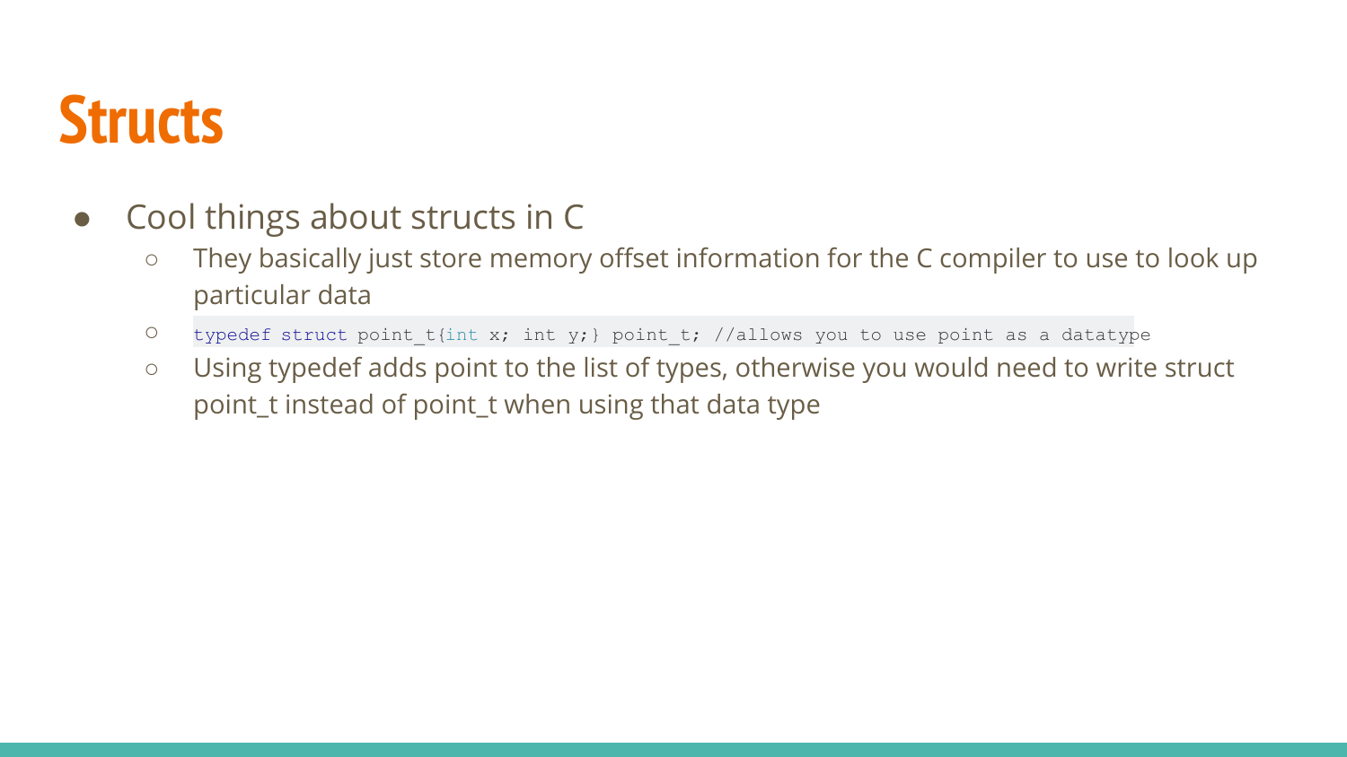# Structs

- Cool things about structs in C
  - They basically just store memory offset information for the C compiler to use to look up particular data
  - `typedef struct point_t{int x; int y;} point_t; //allows you to use point as a datatype`
  - Using typedef adds point to the list of types, otherwise you would need to write struct point_t instead of point_t when using that data type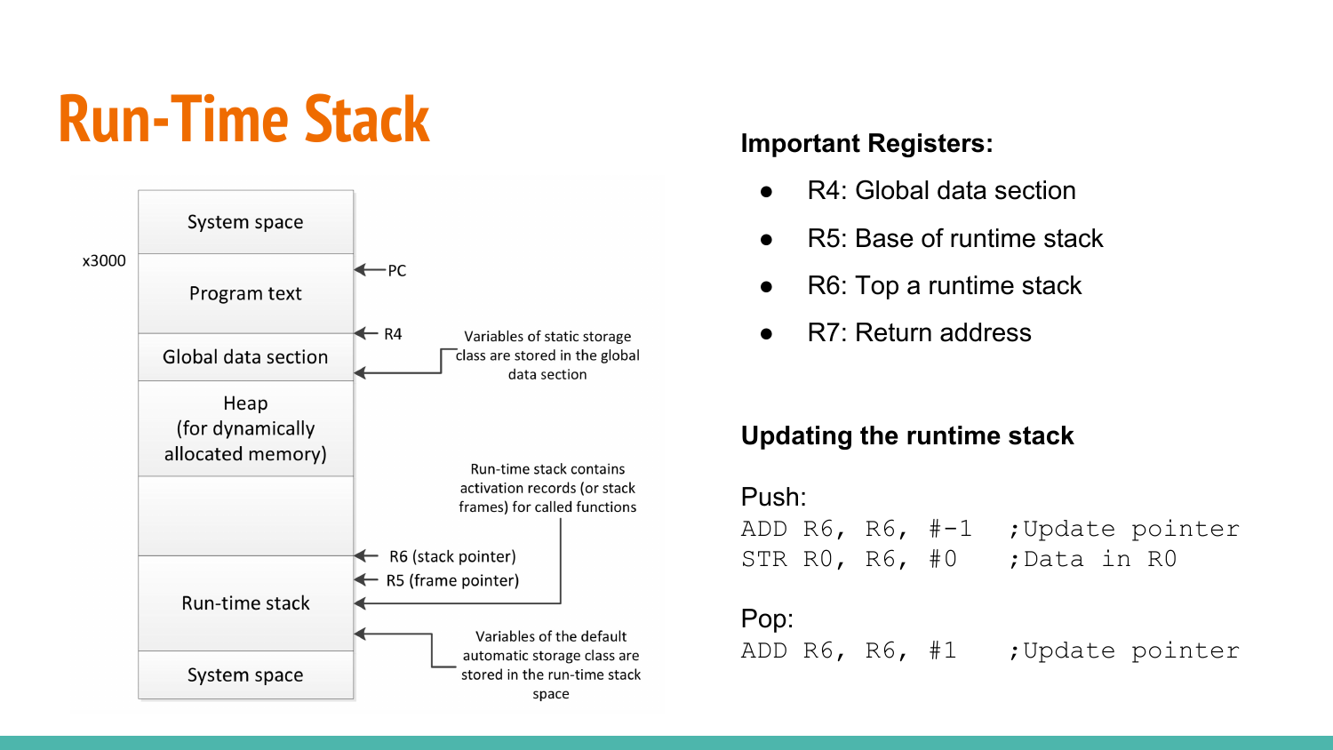# Run-Time Stack

System space

x3000

Program text ← PC

← R4

Global data section

Variables of static storage class are stored in the global data section

Heap (for dynamically allocated memory)

Run-time stack contains activation records (or stack frames) for called functions

← R6 (stack pointer)

← R5 (frame pointer)

Run-time stack

Variables of the default automatic storage class are stored in the run-time stack space

System space

**Important Registers:**

- R4: Global data section
- R5: Base of runtime stack
- R6: Top a runtime stack
- R7: Return address

**Updating the runtime stack**

Push:

```
ADD R6, R6, #-1   ;Update pointer
STR R0, R6, #0    ;Data in R0
```

Pop:

```
ADD R6, R6, #1    ;Update pointer
```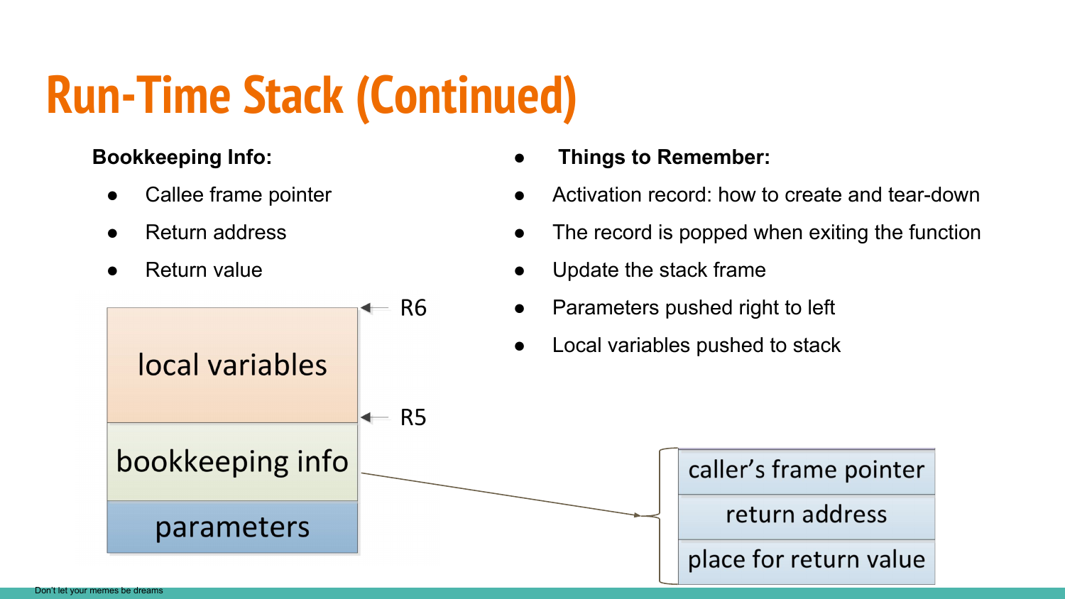# Run-Time Stack (Continued)

**Bookkeeping Info:**

- Callee frame pointer
- Return address
- Return value

| |
|---|
| local variables |
| bookkeeping info |
| parameters |

R6 (top of local variables)

R5 (between local variables and bookkeeping info)

bookkeeping info:

| |
|---|
| caller's frame pointer |
| return address |
| place for return value |

- **Things to Remember:**
- Activation record: how to create and tear-down
- The record is popped when exiting the function
- Update the stack frame
- Parameters pushed right to left
- Local variables pushed to stack

Don't let your memes be dreams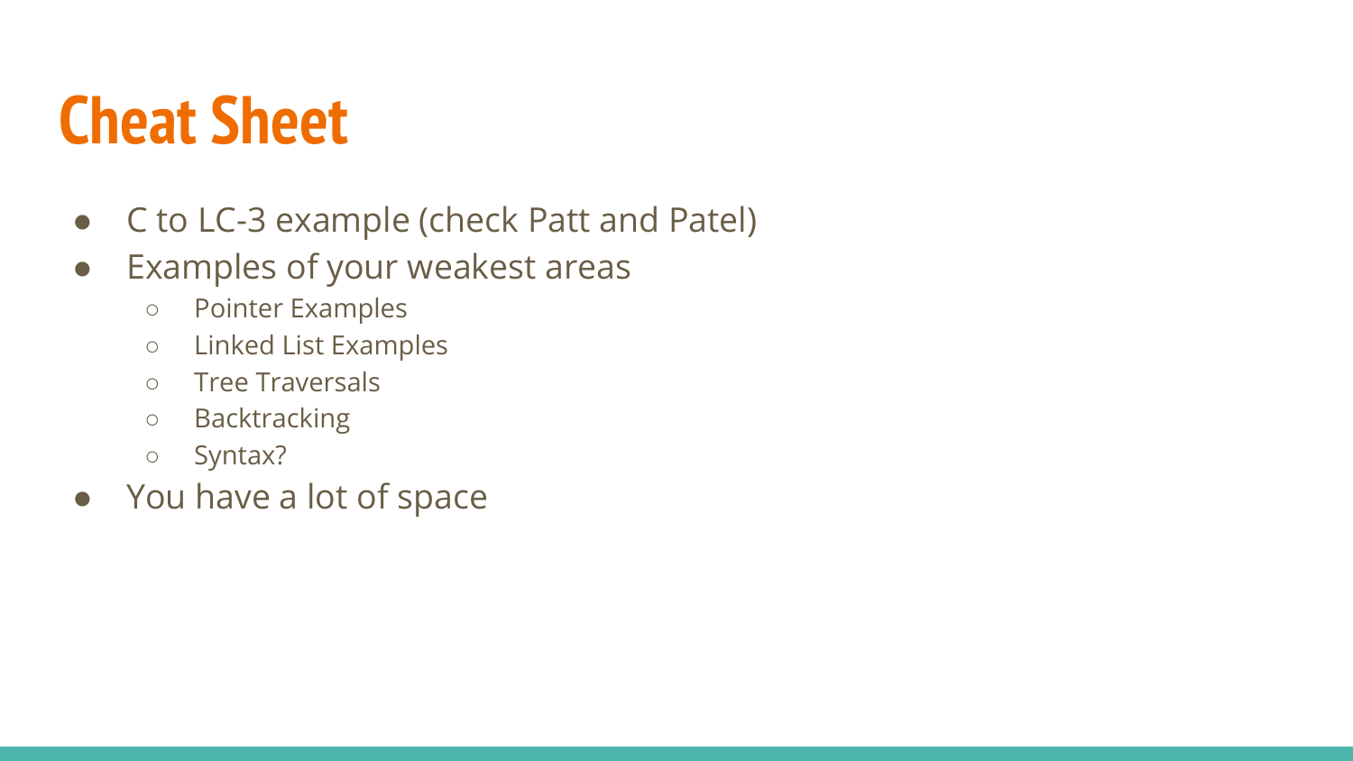# Cheat Sheet

- C to LC-3 example (check Patt and Patel)
- Examples of your weakest areas
  - Pointer Examples
  - Linked List Examples
  - Tree Traversals
  - Backtracking
  - Syntax?
- You have a lot of space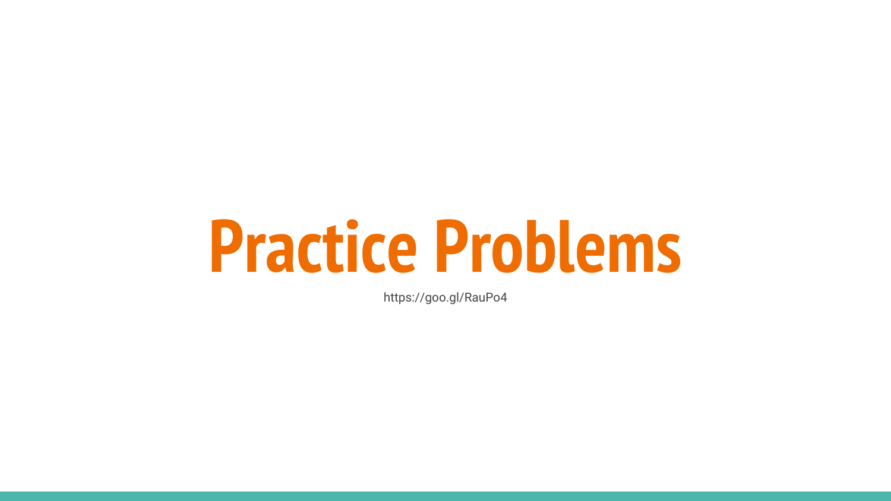# Practice Problems

https://goo.gl/RauPo4